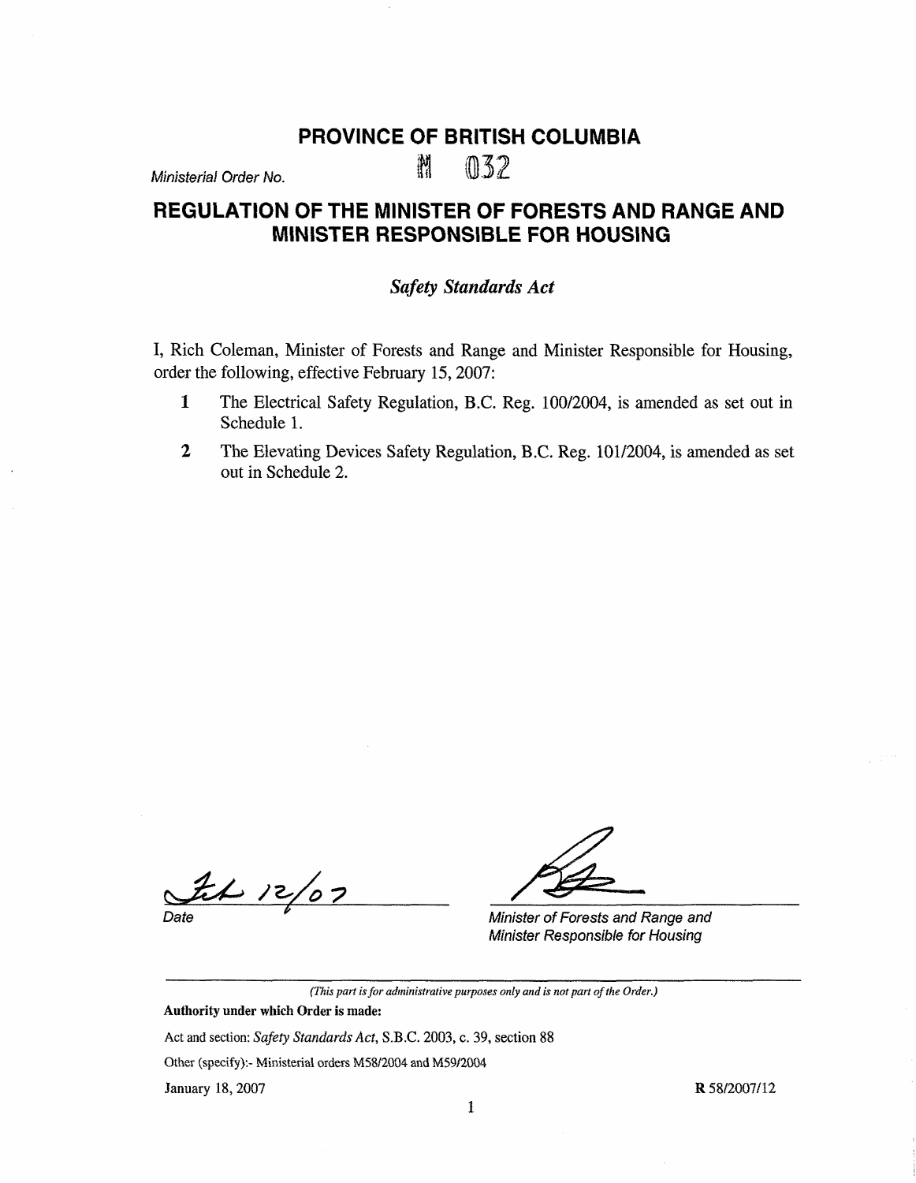# PROVINCE OF BRITISH COLUMBIA

*Ministerial Order No.* M 032

# REGULATION OF THE MINISTER OF FORESTS AND RANGE AND MINISTER RESPONSIBLE FOR HOUSING

*Safety Standards Act*

I, Rich Coleman, Minister of Forests and Range and Minister Responsible for Housing, order the following, effective February 15, 2007:

**1** The Electrical Safety Regulation, B.C. Reg. 100/2004, is amended as set out in Schedule 1.

**2** The Elevating Devices Safety Regulation, B.C. Reg. 101/2004, is amended as set out in Schedule 2.

Feb 12/07

*Date*

*Minister of Forests and Range and Minister Responsible for Housing*

---

*(This part is for administrative purposes only and is not part of the Order.)*

**Authority under which Order is made:**

Act and section: *Safety Standards Act*, S.B.C. 2003, c. 39, section 88

Other (specify):- Ministerial orders M58/2004 and M59/2004

January 18, 2007

**R** 58/2007/12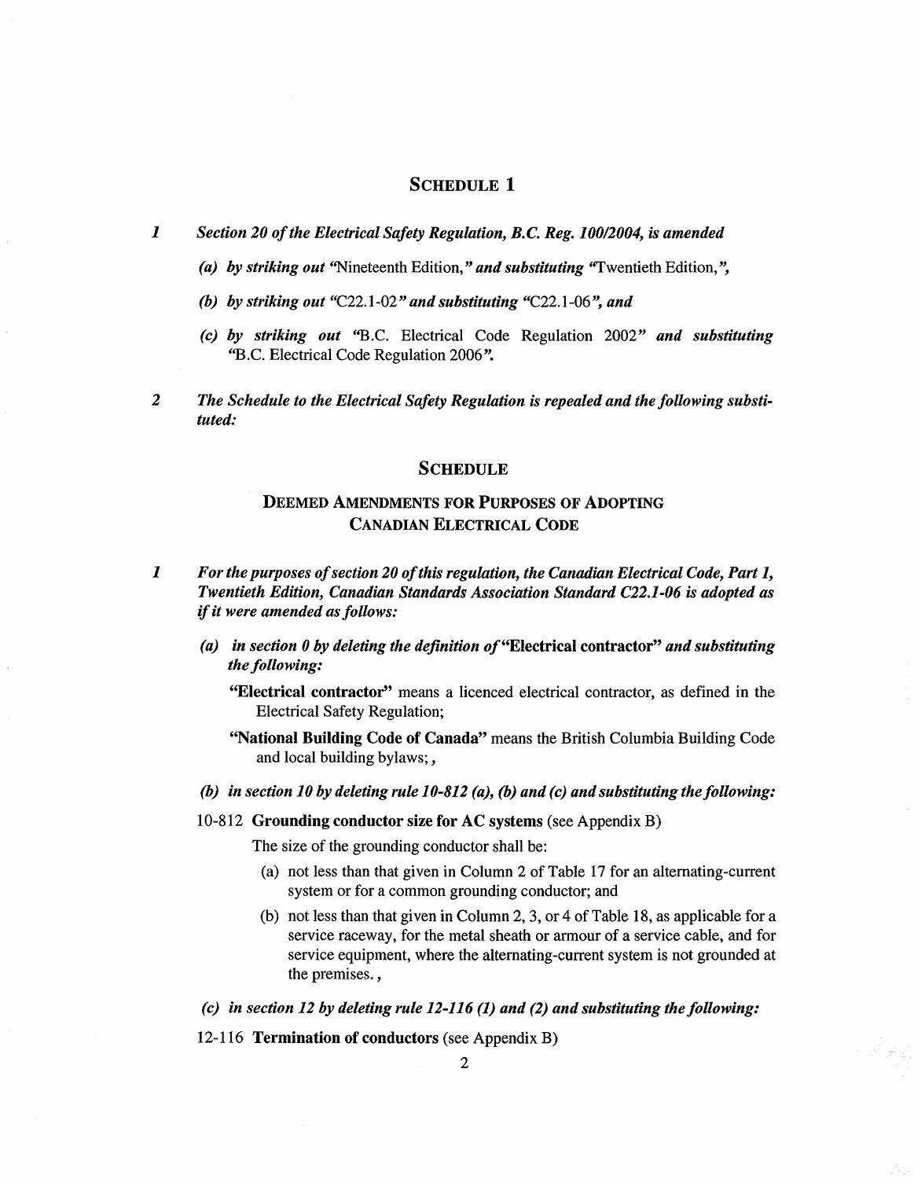## SCHEDULE 1

1 *Section 20 of the Electrical Safety Regulation, B.C. Reg. 100/2004, is amended*

*(a) by striking out* "Nineteenth Edition," *and substituting* "Twentieth Edition,",

*(b) by striking out* "C22.1-02" *and substituting* "C22.1-06", *and*

*(c) by striking out* "B.C. Electrical Code Regulation 2002" *and substituting* "B.C. Electrical Code Regulation 2006".

2 *The Schedule to the Electrical Safety Regulation is repealed and the following substituted:*

## SCHEDULE

### DEEMED AMENDMENTS FOR PURPOSES OF ADOPTING CANADIAN ELECTRICAL CODE

1 *For the purposes of section 20 of this regulation, the Canadian Electrical Code, Part 1, Twentieth Edition, Canadian Standards Association Standard C22.1-06 is adopted as if it were amended as follows:*

*(a) in section 0 by deleting the definition of* "**Electrical contractor**" *and substituting the following:*

"**Electrical contractor**" means a licenced electrical contractor, as defined in the Electrical Safety Regulation;

"**National Building Code of Canada**" means the British Columbia Building Code and local building bylaws;,

*(b) in section 10 by deleting rule 10-812 (a), (b) and (c) and substituting the following:*

10-812 **Grounding conductor size for AC systems** (see Appendix B)

The size of the grounding conductor shall be:

(a) not less than that given in Column 2 of Table 17 for an alternating-current system or for a common grounding conductor; and

(b) not less than that given in Column 2, 3, or 4 of Table 18, as applicable for a service raceway, for the metal sheath or armour of a service cable, and for service equipment, where the alternating-current system is not grounded at the premises.,

*(c) in section 12 by deleting rule 12-116 (1) and (2) and substituting the following:*

12-116 **Termination of conductors** (see Appendix B)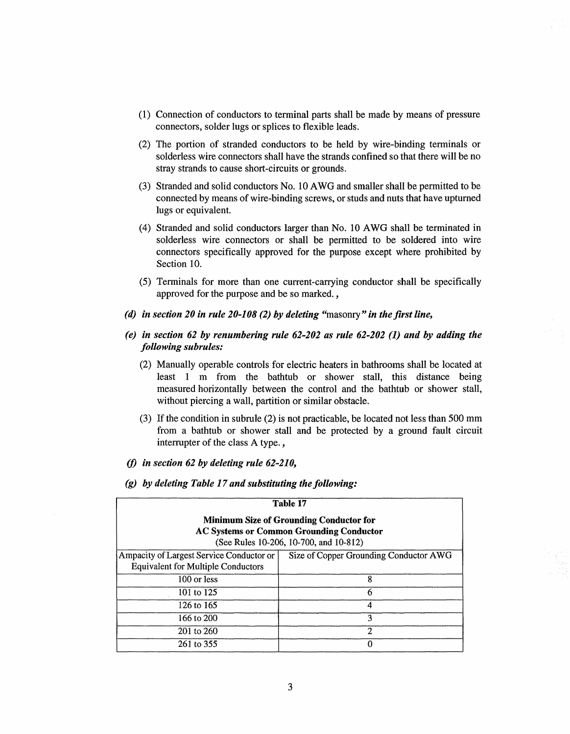(1) Connection of conductors to terminal parts shall be made by means of pressure connectors, solder lugs or splices to flexible leads.

(2) The portion of stranded conductors to be held by wire-binding terminals or solderless wire connectors shall have the strands confined so that there will be no stray strands to cause short-circuits or grounds.

(3) Stranded and solid conductors No. 10 AWG and smaller shall be permitted to be connected by means of wire-binding screws, or studs and nuts that have upturned lugs or equivalent.

(4) Stranded and solid conductors larger than No. 10 AWG shall be terminated in solderless wire connectors or shall be permitted to be soldered into wire connectors specifically approved for the purpose except where prohibited by Section 10.

(5) Terminals for more than one current-carrying conductor shall be specifically approved for the purpose and be so marked.,

*(d) in section 20 in rule 20-108 (2) by deleting* "masonry" *in the first line,*

*(e) in section 62 by renumbering rule 62-202 as rule 62-202 (1) and by adding the following subrules:*

(2) Manually operable controls for electric heaters in bathrooms shall be located at least 1 m from the bathtub or shower stall, this distance being measured horizontally between the control and the bathtub or shower stall, without piercing a wall, partition or similar obstacle.

(3) If the condition in subrule (2) is not practicable, be located not less than 500 mm from a bathtub or shower stall and be protected by a ground fault circuit interrupter of the class A type.,

*(f) in section 62 by deleting rule 62-210,*

*(g) by deleting Table 17 and substituting the following:*

**Table 17**

**Minimum Size of Grounding Conductor for AC Systems or Common Grounding Conductor**
(See Rules 10-206, 10-700, and 10-812)

| Ampacity of Largest Service Conductor or Equivalent for Multiple Conductors | Size of Copper Grounding Conductor AWG |
|---|---|
| 100 or less | 8 |
| 101 to 125 | 6 |
| 126 to 165 | 4 |
| 166 to 200 | 3 |
| 201 to 260 | 2 |
| 261 to 355 | 0 |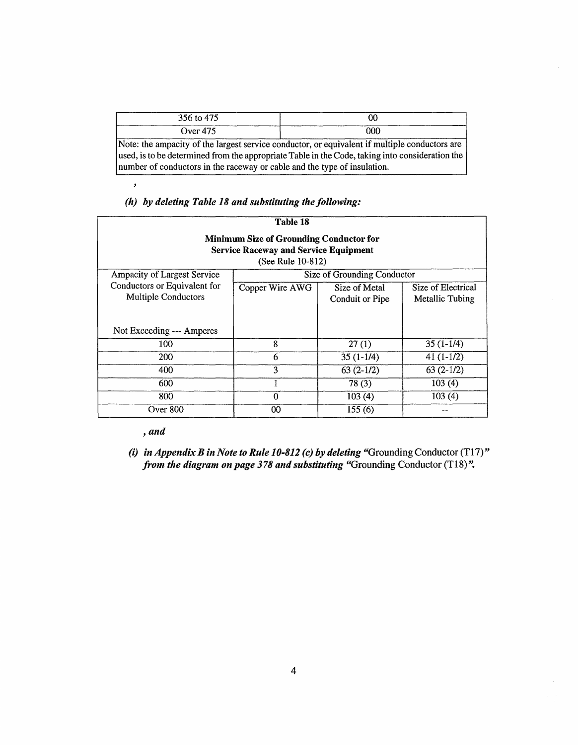| 356 to 475 | 00 |
|---|---|
| Over 475 | 000 |
| Note: the ampacity of the largest service conductor, or equivalent if multiple conductors are used, is to be determined from the appropriate Table in the Code, taking into consideration the number of conductors in the raceway or cable and the type of insulation. | |

,

*(h) by deleting Table 18 and substituting the following:*

**Table 18**

**Minimum Size of Grounding Conductor for Service Raceway and Service Equipment**
(See Rule 10-812)

| Ampacity of Largest Service Conductors or Equivalent for Multiple Conductors | Size of Grounding Conductor | | |
|---|---|---|---|
| Not Exceeding --- Amperes | Copper Wire AWG | Size of Metal Conduit or Pipe | Size of Electrical Metallic Tubing |
| 100 | 8 | 27 (1) | 35 (1-1/4) |
| 200 | 6 | 35 (1-1/4) | 41 (1-1/2) |
| 400 | 3 | 63 (2-1/2) | 63 (2-1/2) |
| 600 | 1 | 78 (3) | 103 (4) |
| 800 | 0 | 103 (4) | 103 (4) |
| Over 800 | 00 | 155 (6) | -- |

*, and*

*(i) in Appendix B in Note to Rule 10-812 (c) by deleting* "Grounding Conductor (T17)" *from the diagram on page 378 and substituting* "Grounding Conductor (T18)".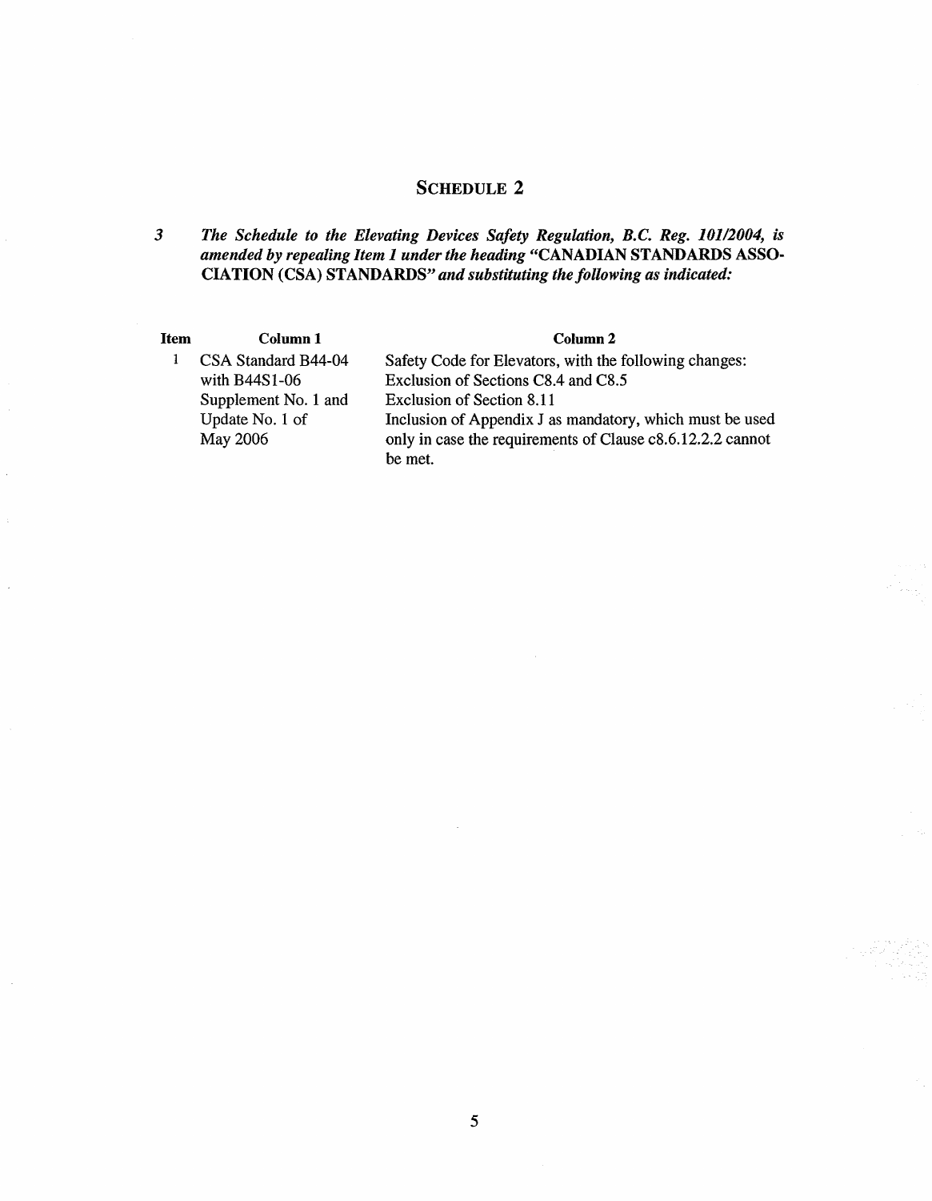## SCHEDULE 2

3 *The Schedule to the Elevating Devices Safety Regulation, B.C. Reg. 101/2004, is amended by repealing Item 1 under the heading* "**CANADIAN STANDARDS ASSOCIATION (CSA) STANDARDS**" *and substituting the following as indicated:*

| Item | Column 1 | Column 2 |
|---|---|---|
| 1 | CSA Standard B44-04 with B44S1-06 Supplement No. 1 and Update No. 1 of May 2006 | Safety Code for Elevators, with the following changes:<br>Exclusion of Sections C8.4 and C8.5<br>Exclusion of Section 8.11<br>Inclusion of Appendix J as mandatory, which must be used only in case the requirements of Clause c8.6.12.2.2 cannot be met. |